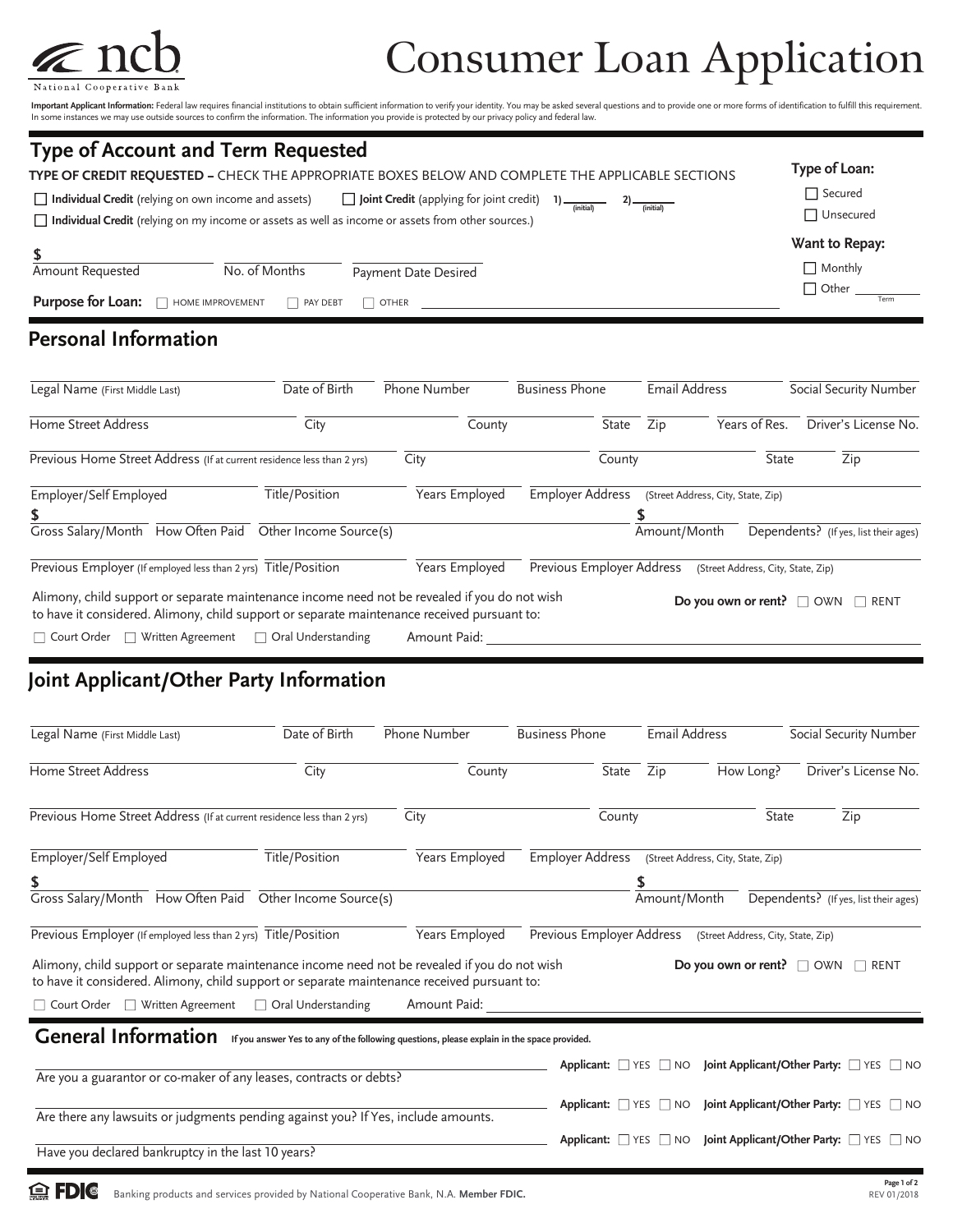ncb National Cooperative Bank

# Consumer Loan Application

**Important Applicant Information:** Federal law requires financial institutions to obtain sufficient information to verify your identity. You may be asked several questions and to provide one or more forms of identification to fulfill this requirement. In some instances we may use outside sources to confirm the information. The information you provide is protected by our privacy policy and federal law.

## Type of Account and Term Requested

**TYPE OF CREDIT REQUESTED –** CHECK THE APPROPRIATE BOXES BELOW AND COMPLETE THE APPLICABLE SECTIONS

☐ **Individual Credit** (relying on own income and assets) ☐ **Joint Credit** (applying for joint credit) 1) ______ (initial) 2) ______ (initial)

☐ **Individual Credit** (relying on my income or assets as well as income or assets from other sources.)

**Type of Loan:** ☐ Secured ☐ Unsecured

**Want to Repay:** ☐ Monthly ☐ Other ______ Term

$ ______ Amount Requested | ______ No. of Months | ______ Payment Date Desired

**Purpose for Loan:** ☐ HOME IMPROVEMENT ☐ PAY DEBT ☐ OTHER ______

## Personal Information

| Legal Name (First Middle Last) | Date of Birth | Phone Number | Business Phone | Email Address | Social Security Number |
|---|---|---|---|---|---|
| | | | | | |

| Home Street Address | City | County | State | Zip | Years of Res. | Driver's License No. |
|---|---|---|---|---|---|---|
| | | | | | | |

| Previous Home Street Address (If at current residence less than 2 yrs) | City | County | State | Zip |
|---|---|---|---|---|
| | | | | |

| Employer/Self Employed | Title/Position | Years Employed | Employer Address (Street Address, City, State, Zip) |
|---|---|---|---|
| | | | |

| Gross Salary/Month | How Often Paid | Other Income Source(s) | Amount/Month | Dependents? (If yes, list their ages) |
|---|---|---|---|---|
| $ | | | $ | |

| Previous Employer (If employed less than 2 yrs) | Title/Position | Years Employed | Previous Employer Address (Street Address, City, State, Zip) |
|---|---|---|---|
| | | | |

Alimony, child support or separate maintenance income need not be revealed if you do not wish to have it considered. Alimony, child support or separate maintenance received pursuant to:

☐ Court Order ☐ Written Agreement ☐ Oral Understanding Amount Paid: ______

**Do you own or rent?** ☐ OWN ☐ RENT

## Joint Applicant/Other Party Information

| Legal Name (First Middle Last) | Date of Birth | Phone Number | Business Phone | Email Address | Social Security Number |
|---|---|---|---|---|---|
| | | | | | |

| Home Street Address | City | County | State | Zip | How Long? | Driver's License No. |
|---|---|---|---|---|---|---|
| | | | | | | |

| Previous Home Street Address (If at current residence less than 2 yrs) | City | County | State | Zip |
|---|---|---|---|---|
| | | | | |

| Employer/Self Employed | Title/Position | Years Employed | Employer Address (Street Address, City, State, Zip) |
|---|---|---|---|
| | | | |

| Gross Salary/Month | How Often Paid | Other Income Source(s) | Amount/Month | Dependents? (If yes, list their ages) |
|---|---|---|---|---|
| $ | | | $ | |

| Previous Employer (If employed less than 2 yrs) | Title/Position | Years Employed | Previous Employer Address (Street Address, City, State, Zip) |
|---|---|---|---|
| | | | |

Alimony, child support or separate maintenance income need not be revealed if you do not wish to have it considered. Alimony, child support or separate maintenance received pursuant to:

☐ Court Order ☐ Written Agreement ☐ Oral Understanding Amount Paid: ______

**Do you own or rent?** ☐ OWN ☐ RENT

## General Information

**If you answer Yes to any of the following questions, please explain in the space provided.**

| Question | Applicant | Joint Applicant/Other Party |
|---|---|---|
| Are you a guarantor or co-maker of any leases, contracts or debts? | ☐ YES ☐ NO | ☐ YES ☐ NO |
| Are there any lawsuits or judgments pending against you? If Yes, include amounts. | ☐ YES ☐ NO | ☐ YES ☐ NO |
| Have you declared bankruptcy in the last 10 years? | ☐ YES ☐ NO | ☐ YES ☐ NO |

FDIC Banking products and services provided by National Cooperative Bank, N.A. **Member FDIC.**

REV 01/2018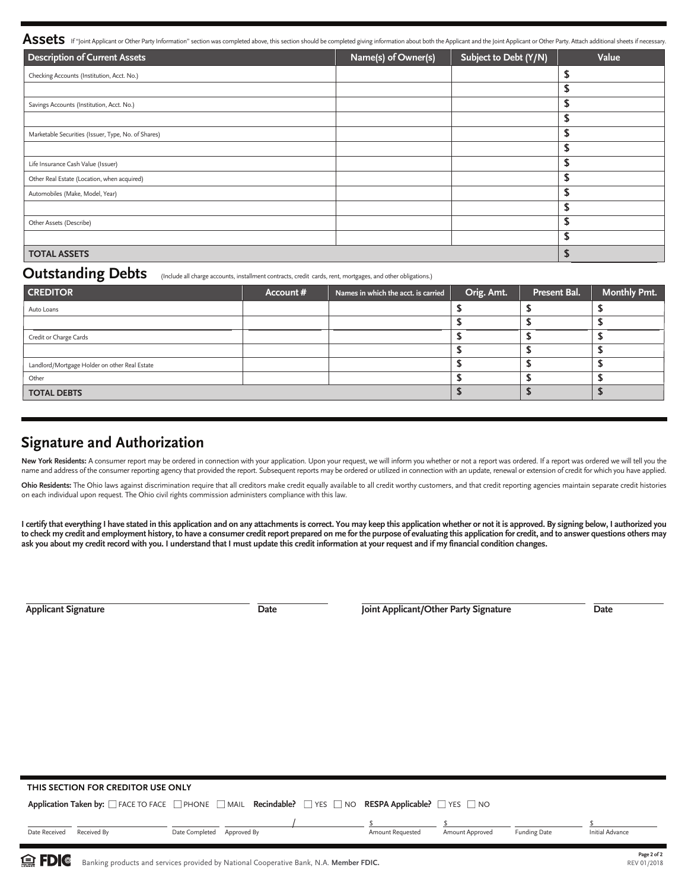## Assets

If "Joint Applicant or Other Party Information" section was completed above, this section should be completed giving information about both the Applicant and the Joint Applicant or Other Party. Attach additional sheets if necessary.

| Description of Current Assets | Name(s) of Owner(s) | Subject to Debt (Y/N) | Value |
|---|---|---|---|
| Checking Accounts (Institution, Acct. No.) | | | $ |
| | | | $ |
| Savings Accounts (Institution, Acct. No.) | | | $ |
| | | | $ |
| Marketable Securities (Issuer, Type, No. of Shares) | | | $ |
| | | | $ |
| Life Insurance Cash Value (Issuer) | | | $ |
| Other Real Estate (Location, when acquired) | | | $ |
| Automobiles (Make, Model, Year) | | | $ |
| | | | $ |
| Other Assets (Describe) | | | $ |
| | | | $ |
| **TOTAL ASSETS** | | | $ |

## Outstanding Debts

(Include all charge accounts, installment contracts, credit cards, rent, mortgages, and other obligations.)

| CREDITOR | Account # | Names in which the acct. is carried | Orig. Amt. | Present Bal. | Monthly Pmt. |
|---|---|---|---|---|---|
| Auto Loans | | | $ | $ | $ |
| | | | $ | $ | $ |
| Credit or Charge Cards | | | $ | $ | $ |
| | | | $ | $ | $ |
| Landlord/Mortgage Holder on other Real Estate | | | $ | $ | $ |
| Other | | | $ | $ | $ |
| **TOTAL DEBTS** | | | $ | $ | $ |

## Signature and Authorization

**New York Residents:** A consumer report may be ordered in connection with your application. Upon your request, we will inform you whether or not a report was ordered. If a report was ordered we will tell you the name and address of the consumer reporting agency that provided the report. Subsequent reports may be ordered or utilized in connection with an update, renewal or extension of credit for which you have applied.

**Ohio Residents:** The Ohio laws against discrimination require that all creditors make credit equally available to all credit worthy customers, and that credit reporting agencies maintain separate credit histories on each individual upon request. The Ohio civil rights commission administers compliance with this law.

**I certify that everything I have stated in this application and on any attachments is correct. You may keep this application whether or not it is approved. By signing below, I authorized you to check my credit and employment history, to have a consumer credit report prepared on me for the purpose of evaluating this application for credit, and to answer questions others may ask you about my credit record with you. I understand that I must update this credit information at your request and if my financial condition changes.**

______________________________ **Applicant Signature** ____________ **Date**

______________________________ **Joint Applicant/Other Party Signature** ____________ **Date**

### THIS SECTION FOR CREDITOR USE ONLY

**Application Taken by:** ☐ FACE TO FACE ☐ PHONE ☐ MAIL **Recindable?** ☐ YES ☐ NO **RESPA Applicable?** ☐ YES ☐ NO

| Date Received | Received By | Date Completed | Approved By | Amount Requested | Amount Approved | Funding Date | Initial Advance |
|---|---|---|---|---|---|---|---|
| | | | / | $ | $ | | $ |

FDIC Banking products and services provided by National Cooperative Bank, N.A. **Member FDIC.**

REV 01/2018